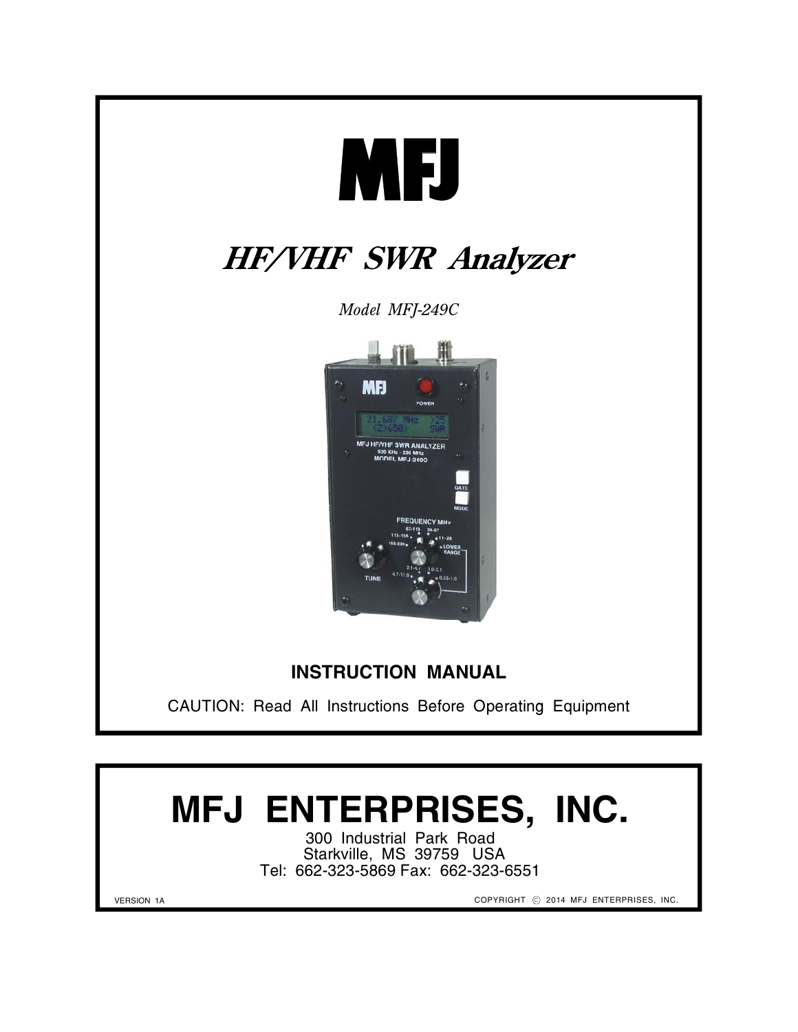# MFJ

## *HF/VHF SWR Analyzer*

*Model MFJ-249C*

**INSTRUCTION MANUAL**

CAUTION: Read All Instructions Before Operating Equipment

# MFJ ENTERPRISES, INC.

300 Industrial Park Road
Starkville, MS 39759 USA
Tel: 662-323-5869 Fax: 662-323-6551

VERSION 1A

COPYRIGHT © 2014 MFJ ENTERPRISES, INC.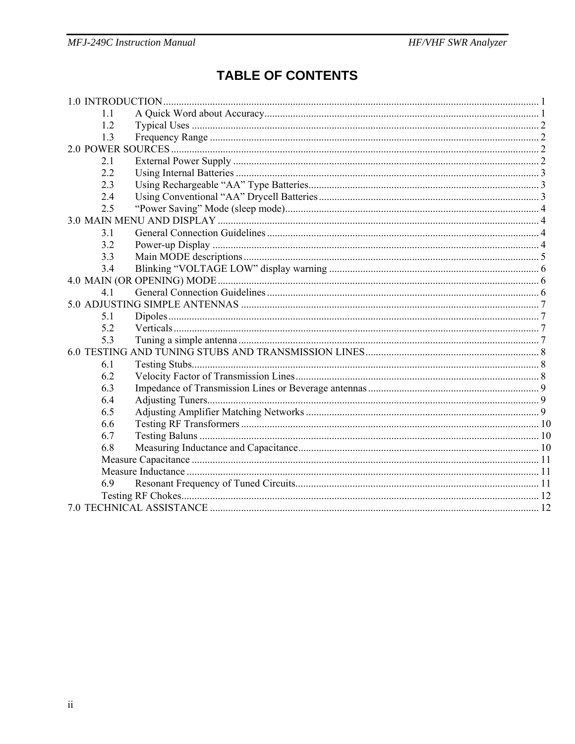# TABLE OF CONTENTS

1.0 INTRODUCTION ... 1
- 1.1 A Quick Word about Accuracy ... 1
- 1.2 Typical Uses ... 2
- 1.3 Frequency Range ... 2

2.0 POWER SOURCES ... 2
- 2.1 External Power Supply ... 2
- 2.2 Using Internal Batteries ... 3
- 2.3 Using Rechargeable “AA” Type Batteries ... 3
- 2.4 Using Conventional “AA” Drycell Batteries ... 3
- 2.5 “Power Saving” Mode (sleep mode) ... 4

3.0 MAIN MENU AND DISPLAY ... 4
- 3.1 General Connection Guidelines ... 4
- 3.2 Power-up Display ... 4
- 3.3 Main MODE descriptions ... 5
- 3.4 Blinking “VOLTAGE LOW” display warning ... 6

4.0 MAIN (OR OPENING) MODE ... 6
- 4.1 General Connection Guidelines ... 6

5.0 ADJUSTING SIMPLE ANTENNAS ... 7
- 5.1 Dipoles ... 7
- 5.2 Verticals ... 7
- 5.3 Tuning a simple antenna ... 7

6.0 TESTING AND TUNING STUBS AND TRANSMISSION LINES ... 8
- 6.1 Testing Stubs ... 8
- 6.2 Velocity Factor of Transmission Lines ... 8
- 6.3 Impedance of Transmission Lines or Beverage antennas ... 9
- 6.4 Adjusting Tuners ... 9
- 6.5 Adjusting Amplifier Matching Networks ... 9
- 6.6 Testing RF Transformers ... 10
- 6.7 Testing Baluns ... 10
- 6.8 Measuring Inductance and Capacitance ... 10
- Measure Capacitance ... 11
- Measure Inductance ... 11
- 6.9 Resonant Frequency of Tuned Circuits ... 11
- Testing RF Chokes ... 12

7.0 TECHNICAL ASSISTANCE ... 12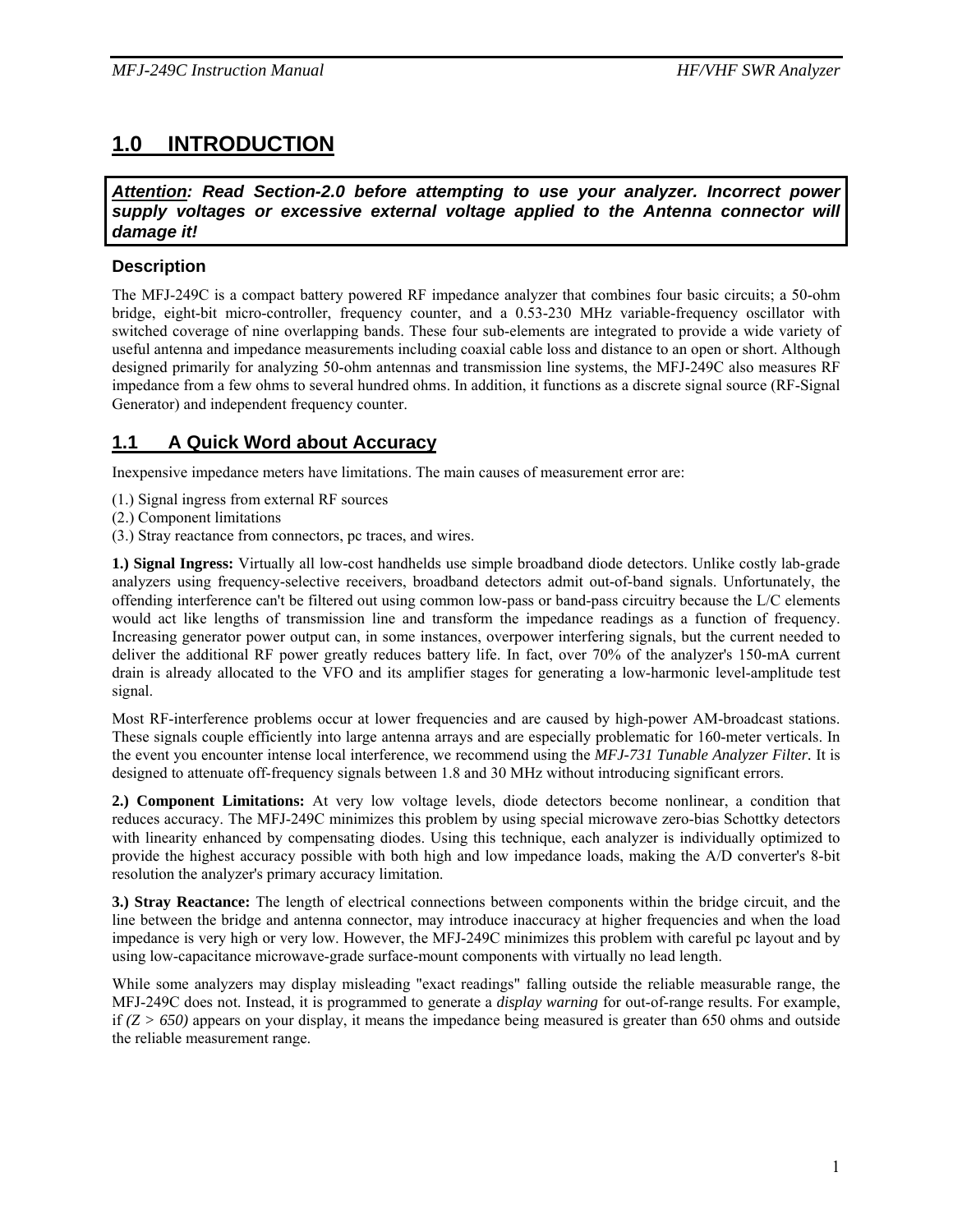# 1.0 INTRODUCTION

***Attention*: Read Section-2.0 before attempting to use your analyzer. Incorrect power supply voltages or excessive external voltage applied to the Antenna connector will damage it!**

### Description

The MFJ-249C is a compact battery powered RF impedance analyzer that combines four basic circuits; a 50-ohm bridge, eight-bit micro-controller, frequency counter, and a 0.53-230 MHz variable-frequency oscillator with switched coverage of nine overlapping bands. These four sub-elements are integrated to provide a wide variety of useful antenna and impedance measurements including coaxial cable loss and distance to an open or short. Although designed primarily for analyzing 50-ohm antennas and transmission line systems, the MFJ-249C also measures RF impedance from a few ohms to several hundred ohms. In addition, it functions as a discrete signal source (RF-Signal Generator) and independent frequency counter.

## 1.1 A Quick Word about Accuracy

Inexpensive impedance meters have limitations. The main causes of measurement error are:

(1.) Signal ingress from external RF sources
(2.) Component limitations
(3.) Stray reactance from connectors, pc traces, and wires.

**1.) Signal Ingress:** Virtually all low-cost handhelds use simple broadband diode detectors. Unlike costly lab-grade analyzers using frequency-selective receivers, broadband detectors admit out-of-band signals. Unfortunately, the offending interference can't be filtered out using common low-pass or band-pass circuitry because the L/C elements would act like lengths of transmission line and transform the impedance readings as a function of frequency. Increasing generator power output can, in some instances, overpower interfering signals, but the current needed to deliver the additional RF power greatly reduces battery life. In fact, over 70% of the analyzer's 150-mA current drain is already allocated to the VFO and its amplifier stages for generating a low-harmonic level-amplitude test signal.

Most RF-interference problems occur at lower frequencies and are caused by high-power AM-broadcast stations. These signals couple efficiently into large antenna arrays and are especially problematic for 160-meter verticals. In the event you encounter intense local interference, we recommend using the *MFJ-731 Tunable Analyzer Filter*. It is designed to attenuate off-frequency signals between 1.8 and 30 MHz without introducing significant errors.

**2.) Component Limitations:** At very low voltage levels, diode detectors become nonlinear, a condition that reduces accuracy. The MFJ-249C minimizes this problem by using special microwave zero-bias Schottky detectors with linearity enhanced by compensating diodes. Using this technique, each analyzer is individually optimized to provide the highest accuracy possible with both high and low impedance loads, making the A/D converter's 8-bit resolution the analyzer's primary accuracy limitation.

**3.) Stray Reactance:** The length of electrical connections between components within the bridge circuit, and the line between the bridge and antenna connector, may introduce inaccuracy at higher frequencies and when the load impedance is very high or very low. However, the MFJ-249C minimizes this problem with careful pc layout and by using low-capacitance microwave-grade surface-mount components with virtually no lead length.

While some analyzers may display misleading "exact readings" falling outside the reliable measurable range, the MFJ-249C does not. Instead, it is programmed to generate a *display warning* for out-of-range results. For example, if *(Z > 650)* appears on your display, it means the impedance being measured is greater than 650 ohms and outside the reliable measurement range.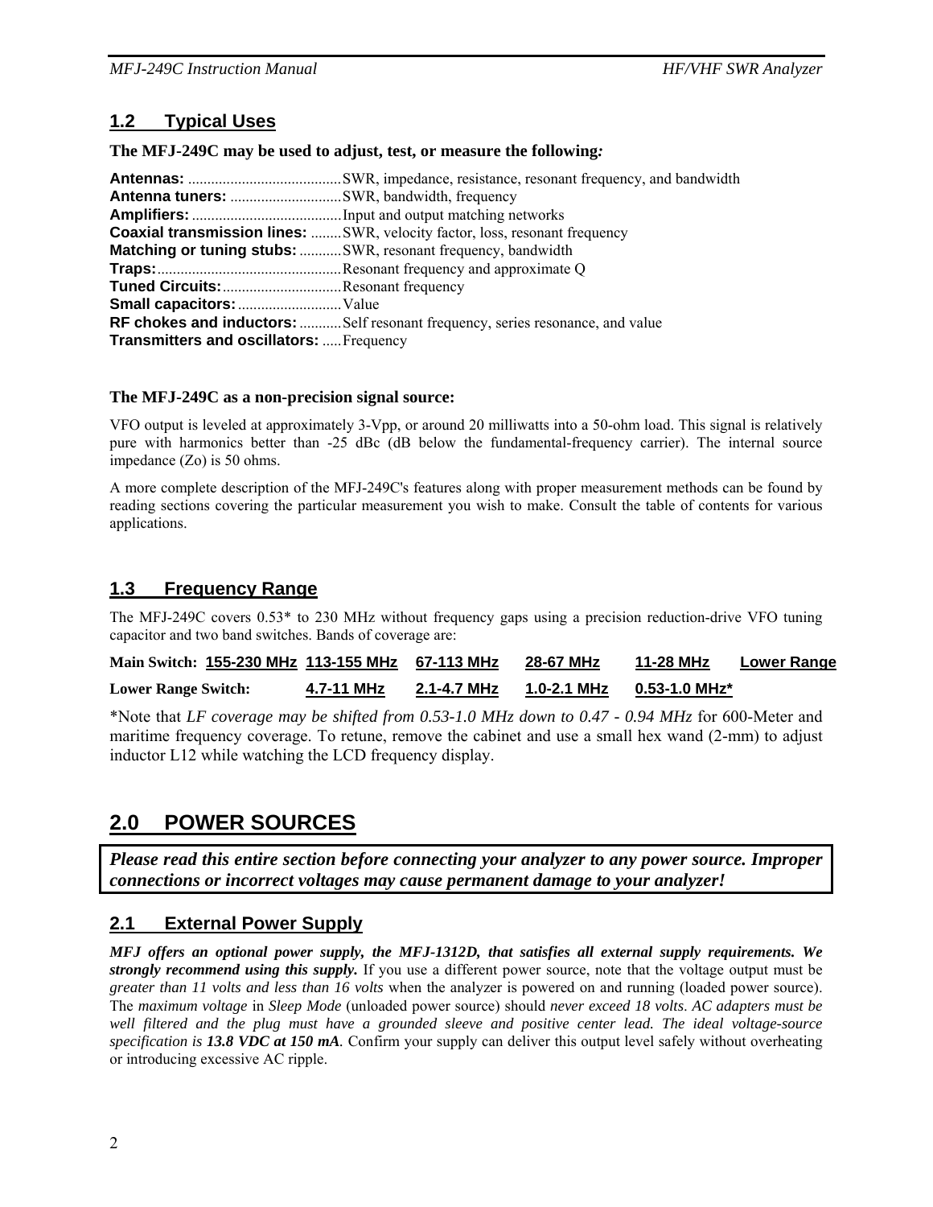## 1.2 Typical Uses

**The MFJ-249C may be used to adjust, test, or measure the following:**

**Antennas:** ........................................SWR, impedance, resistance, resonant frequency, and bandwidth
**Antenna tuners:** .............................SWR, bandwidth, frequency
**Amplifiers:** .......................................Input and output matching networks
**Coaxial transmission lines:** ........SWR, velocity factor, loss, resonant frequency
**Matching or tuning stubs:** ...........SWR, resonant frequency, bandwidth
**Traps:**................................................Resonant frequency and approximate Q
**Tuned Circuits:**...............................Resonant frequency
**Small capacitors:**...........................Value
**RF chokes and inductors:** ...........Self resonant frequency, series resonance, and value
**Transmitters and oscillators:** .....Frequency

**The MFJ-249C as a non-precision signal source:**

VFO output is leveled at approximately 3-Vpp, or around 20 milliwatts into a 50-ohm load. This signal is relatively pure with harmonics better than -25 dBc (dB below the fundamental-frequency carrier). The internal source impedance (Zo) is 50 ohms.

A more complete description of the MFJ-249C's features along with proper measurement methods can be found by reading sections covering the particular measurement you wish to make. Consult the table of contents for various applications.

## 1.3 Frequency Range

The MFJ-249C covers 0.53* to 230 MHz without frequency gaps using a precision reduction-drive VFO tuning capacitor and two band switches. Bands of coverage are:

| | | | | | | |
|---|---|---|---|---|---|---|
| **Main Switch:** | 155-230 MHz | 113-155 MHz | 67-113 MHz | 28-67 MHz | 11-28 MHz | Lower Range |
| **Lower Range Switch:** | | 4.7-11 MHz | 2.1-4.7 MHz | 1.0-2.1 MHz | 0.53-1.0 MHz* | |

*Note that *LF coverage may be shifted from 0.53-1.0 MHz down to 0.47 - 0.94 MHz* for 600-Meter and maritime frequency coverage. To retune, remove the cabinet and use a small hex wand (2-mm) to adjust inductor L12 while watching the LCD frequency display.

# 2.0 POWER SOURCES

***Please read this entire section before connecting your analyzer to any power source. Improper connections or incorrect voltages may cause permanent damage to your analyzer!***

## 2.1 External Power Supply

***MFJ offers an optional power supply, the MFJ-1312D, that satisfies all external supply requirements. We strongly recommend using this supply.*** If you use a different power source, note that the voltage output must be *greater than 11 volts and less than 16 volts* when the analyzer is powered on and running (loaded power source). The *maximum voltage* in *Sleep Mode* (unloaded power source) should *never exceed 18 volts*. *AC adapters must be well filtered and the plug must have a grounded sleeve and positive center lead. The ideal voltage-source specification is **13.8 VDC at 150 mA**.* Confirm your supply can deliver this output level safely without overheating or introducing excessive AC ripple.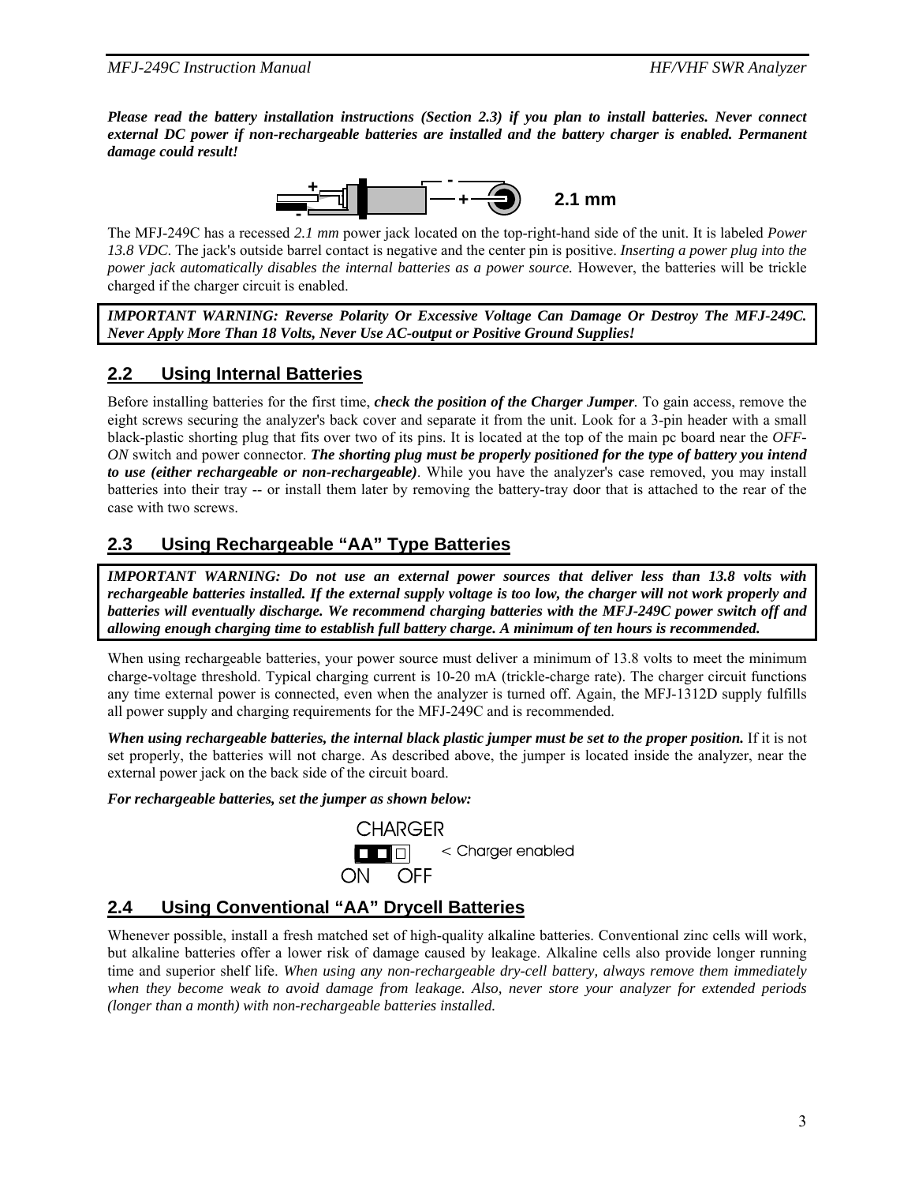***Please read the battery installation instructions (Section 2.3) if you plan to install batteries. Never connect external DC power if non-rechargeable batteries are installed and the battery charger is enabled. Permanent damage could result!***

2.1 mm

The MFJ-249C has a recessed *2.1 mm* power jack located on the top-right-hand side of the unit. It is labeled *Power 13.8 VDC*. The jack's outside barrel contact is negative and the center pin is positive. *Inserting a power plug into the power jack automatically disables the internal batteries as a power source.* However, the batteries will be trickle charged if the charger circuit is enabled.

***IMPORTANT WARNING: Reverse Polarity Or Excessive Voltage Can Damage Or Destroy The MFJ-249C. Never Apply More Than 18 Volts, Never Use AC-output or Positive Ground Supplies!***

## 2.2 Using Internal Batteries

Before installing batteries for the first time, ***check the position of the Charger Jumper***. To gain access, remove the eight screws securing the analyzer's back cover and separate it from the unit. Look for a 3-pin header with a small black-plastic shorting plug that fits over two of its pins. It is located at the top of the main pc board near the *OFF-ON* switch and power connector. ***The shorting plug must be properly positioned for the type of battery you intend to use (either rechargeable or non-rechargeable)***. While you have the analyzer's case removed, you may install batteries into their tray -- or install them later by removing the battery-tray door that is attached to the rear of the case with two screws.

## 2.3 Using Rechargeable "AA" Type Batteries

***IMPORTANT WARNING: Do not use an external power sources that deliver less than 13.8 volts with rechargeable batteries installed. If the external supply voltage is too low, the charger will not work properly and batteries will eventually discharge. We recommend charging batteries with the MFJ-249C power switch off and allowing enough charging time to establish full battery charge. A minimum of ten hours is recommended.***

When using rechargeable batteries, your power source must deliver a minimum of 13.8 volts to meet the minimum charge-voltage threshold. Typical charging current is 10-20 mA (trickle-charge rate). The charger circuit functions any time external power is connected, even when the analyzer is turned off. Again, the MFJ-1312D supply fulfills all power supply and charging requirements for the MFJ-249C and is recommended.

***When using rechargeable batteries, the internal black plastic jumper must be set to the proper position.*** If it is not set properly, the batteries will not charge. As described above, the jumper is located inside the analyzer, near the external power jack on the back side of the circuit board.

***For rechargeable batteries, set the jumper as shown below:***

CHARGER
ON OFF < Charger enabled

## 2.4 Using Conventional "AA" Drycell Batteries

Whenever possible, install a fresh matched set of high-quality alkaline batteries. Conventional zinc cells will work, but alkaline batteries offer a lower risk of damage caused by leakage. Alkaline cells also provide longer running time and superior shelf life. *When using any non-rechargeable dry-cell battery, always remove them immediately when they become weak to avoid damage from leakage. Also, never store your analyzer for extended periods (longer than a month) with non-rechargeable batteries installed.*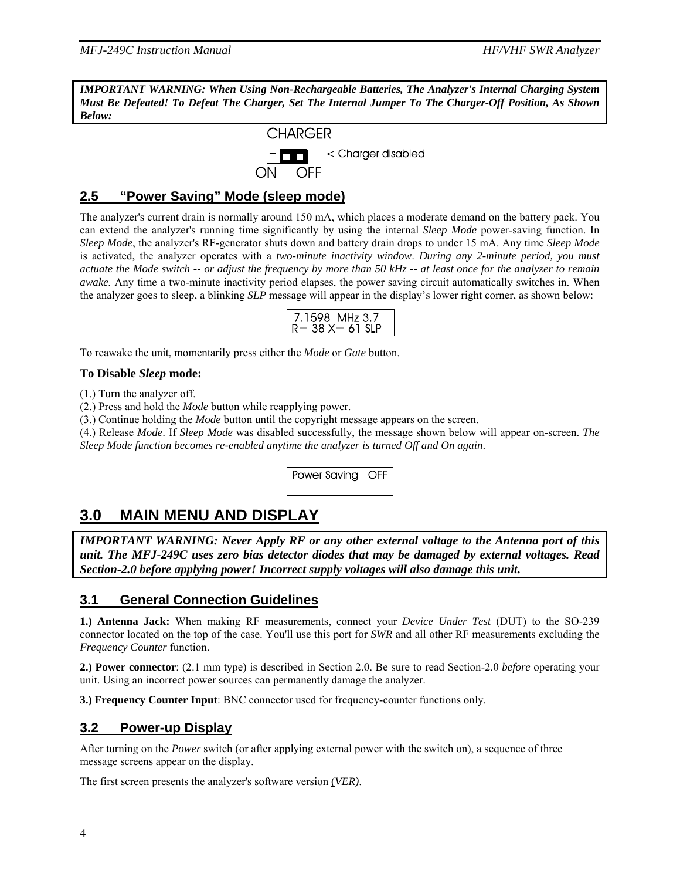**IMPORTANT WARNING: When Using Non-Rechargeable Batteries, The Analyzer's Internal Charging System Must Be Defeated! To Defeat The Charger, Set The Internal Jumper To The Charger-Off Position, As Shown Below:**

CHARGER

< Charger disabled

ON OFF

## 2.5 "Power Saving" Mode (sleep mode)

The analyzer's current drain is normally around 150 mA, which places a moderate demand on the battery pack. You can extend the analyzer's running time significantly by using the internal *Sleep Mode* power-saving function. In *Sleep Mode*, the analyzer's RF-generator shuts down and battery drain drops to under 15 mA. Any time *Sleep Mode* is activated, the analyzer operates with a *two-minute inactivity window*. *During any 2-minute period, you must actuate the Mode switch -- or adjust the frequency by more than 50 kHz -- at least once for the analyzer to remain awake.* Any time a two-minute inactivity period elapses, the power saving circuit automatically switches in. When the analyzer goes to sleep, a blinking *SLP* message will appear in the display's lower right corner, as shown below:

```
7.1598  MHz 3.7
R= 38 X= 61 SLP
```

To reawake the unit, momentarily press either the *Mode* or *Gate* button.

**To Disable *Sleep* mode:**

(1.) Turn the analyzer off.
(2.) Press and hold the *Mode* button while reapplying power.
(3.) Continue holding the *Mode* button until the copyright message appears on the screen.
(4.) Release *Mode*. If *Sleep Mode* was disabled successfully, the message shown below will appear on-screen. *The Sleep Mode function becomes re-enabled anytime the analyzer is turned Off and On again*.

```
Power Saving   OFF
```

# 3.0 MAIN MENU AND DISPLAY

***IMPORTANT WARNING: Never Apply RF or any other external voltage to the Antenna port of this unit. The MFJ-249C uses zero bias detector diodes that may be damaged by external voltages. Read Section-2.0 before applying power! Incorrect supply voltages will also damage this unit.***

## 3.1 General Connection Guidelines

**1.) Antenna Jack:** When making RF measurements, connect your *Device Under Test* (DUT) to the SO-239 connector located on the top of the case. You'll use this port for *SWR* and all other RF measurements excluding the *Frequency Counter* function.

**2.) Power connector**: (2.1 mm type) is described in Section 2.0. Be sure to read Section-2.0 *before* operating your unit. Using an incorrect power sources can permanently damage the analyzer.

**3.) Frequency Counter Input**: BNC connector used for frequency-counter functions only.

## 3.2 Power-up Display

After turning on the *Power* switch (or after applying external power with the switch on), a sequence of three message screens appear on the display.

The first screen presents the analyzer's software version *(VER)*.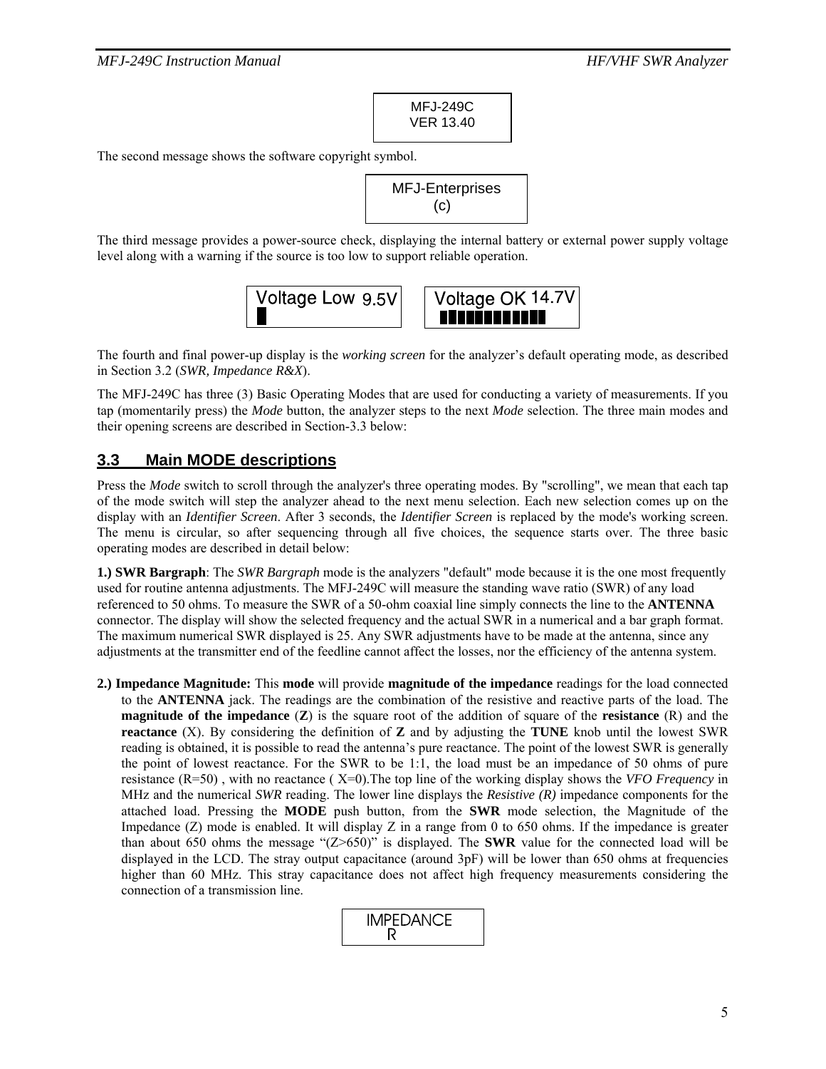```
MFJ-249C
VER 13.40
```

The second message shows the software copyright symbol.

```
MFJ-Enterprises
(c)
```

The third message provides a power-source check, displaying the internal battery or external power supply voltage level along with a warning if the source is too low to support reliable operation.

```
Voltage Low 9.5V
█
```

```
Voltage OK 14.7V
████████████
```

The fourth and final power-up display is the *working screen* for the analyzer's default operating mode, as described in Section 3.2 (*SWR, Impedance R&X*).

The MFJ-249C has three (3) Basic Operating Modes that are used for conducting a variety of measurements. If you tap (momentarily press) the *Mode* button, the analyzer steps to the next *Mode* selection. The three main modes and their opening screens are described in Section-3.3 below:

## 3.3 Main MODE descriptions

Press the *Mode* switch to scroll through the analyzer's three operating modes. By "scrolling", we mean that each tap of the mode switch will step the analyzer ahead to the next menu selection. Each new selection comes up on the display with an *Identifier Screen*. After 3 seconds, the *Identifier Screen* is replaced by the mode's working screen. The menu is circular, so after sequencing through all five choices, the sequence starts over. The three basic operating modes are described in detail below:

**1.) SWR Bargraph**: The *SWR Bargraph* mode is the analyzers "default" mode because it is the one most frequently used for routine antenna adjustments. The MFJ-249C will measure the standing wave ratio (SWR) of any load referenced to 50 ohms. To measure the SWR of a 50-ohm coaxial line simply connects the line to the **ANTENNA** connector. The display will show the selected frequency and the actual SWR in a numerical and a bar graph format. The maximum numerical SWR displayed is 25. Any SWR adjustments have to be made at the antenna, since any adjustments at the transmitter end of the feedline cannot affect the losses, nor the efficiency of the antenna system.

**2.) Impedance Magnitude:** This **mode** will provide **magnitude of the impedance** readings for the load connected to the **ANTENNA** jack. The readings are the combination of the resistive and reactive parts of the load. The **magnitude of the impedance** (**Z**) is the square root of the addition of square of the **resistance** (R) and the **reactance** (X). By considering the definition of **Z** and by adjusting the **TUNE** knob until the lowest SWR reading is obtained, it is possible to read the antenna's pure reactance. The point of the lowest SWR is generally the point of lowest reactance. For the SWR to be 1:1, the load must be an impedance of 50 ohms of pure resistance (R=50) , with no reactance ( X=0).The top line of the working display shows the *VFO Frequency* in MHz and the numerical *SWR* reading. The lower line displays the *Resistive (R)* impedance components for the attached load. Pressing the **MODE** push button, from the **SWR** mode selection, the Magnitude of the Impedance (Z) mode is enabled. It will display Z in a range from 0 to 650 ohms. If the impedance is greater than about 650 ohms the message "(Z>650)" is displayed. The **SWR** value for the connected load will be displayed in the LCD. The stray output capacitance (around 3pF) will be lower than 650 ohms at frequencies higher than 60 MHz. This stray capacitance does not affect high frequency measurements considering the connection of a transmission line.

```
IMPEDANCE
    R
```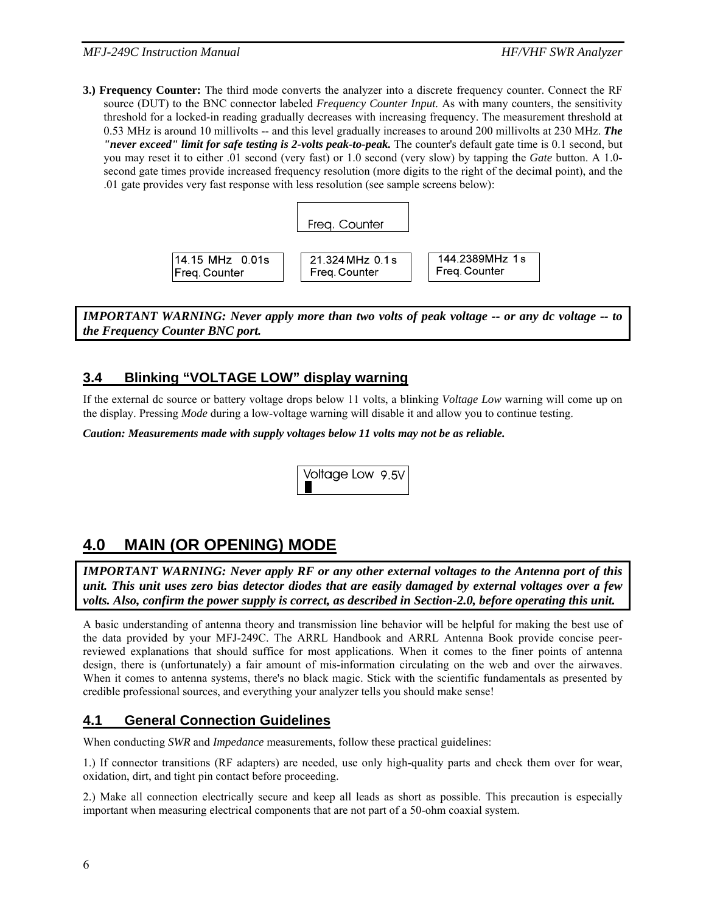**3.) Frequency Counter:** The third mode converts the analyzer into a discrete frequency counter. Connect the RF source (DUT) to the BNC connector labeled *Frequency Counter Input.* As with many counters, the sensitivity threshold for a locked-in reading gradually decreases with increasing frequency. The measurement threshold at 0.53 MHz is around 10 millivolts -- and this level gradually increases to around 200 millivolts at 230 MHz. ***The "never exceed" limit for safe testing is 2-volts peak-to-peak.*** The counter's default gate time is 0.1 second, but you may reset it to either .01 second (very fast) or 1.0 second (very slow) by tapping the *Gate* button. A 1.0-second gate times provide increased frequency resolution (more digits to the right of the decimal point), and the .01 gate provides very fast response with less resolution (see sample screens below):

```
Freq. Counter
```

```
14.15 MHz   0.01s
Freq. Counter
```

```
21.324 MHz  0.1 s
Freq. Counter
```

```
144.2389MHz  1 s
Freq. Counter
```

***IMPORTANT WARNING: Never apply more than two volts of peak voltage -- or any dc voltage -- to the Frequency Counter BNC port.***

## 3.4 Blinking "VOLTAGE LOW" display warning

If the external dc source or battery voltage drops below 11 volts, a blinking *Voltage Low* warning will come up on the display. Pressing *Mode* during a low-voltage warning will disable it and allow you to continue testing.

***Caution: Measurements made with supply voltages below 11 volts may not be as reliable.***

```
Voltage Low  9.5V
█
```

# 4.0 MAIN (OR OPENING) MODE

***IMPORTANT WARNING: Never apply RF or any other external voltages to the Antenna port of this unit. This unit uses zero bias detector diodes that are easily damaged by external voltages over a few volts. Also, confirm the power supply is correct, as described in Section-2.0, before operating this unit.***

A basic understanding of antenna theory and transmission line behavior will be helpful for making the best use of the data provided by your MFJ-249C. The ARRL Handbook and ARRL Antenna Book provide concise peer-reviewed explanations that should suffice for most applications. When it comes to the finer points of antenna design, there is (unfortunately) a fair amount of mis-information circulating on the web and over the airwaves. When it comes to antenna systems, there's no black magic. Stick with the scientific fundamentals as presented by credible professional sources, and everything your analyzer tells you should make sense!

## 4.1 General Connection Guidelines

When conducting *SWR* and *Impedance* measurements, follow these practical guidelines:

1.) If connector transitions (RF adapters) are needed, use only high-quality parts and check them over for wear, oxidation, dirt, and tight pin contact before proceeding.

2.) Make all connection electrically secure and keep all leads as short as possible. This precaution is especially important when measuring electrical components that are not part of a 50-ohm coaxial system.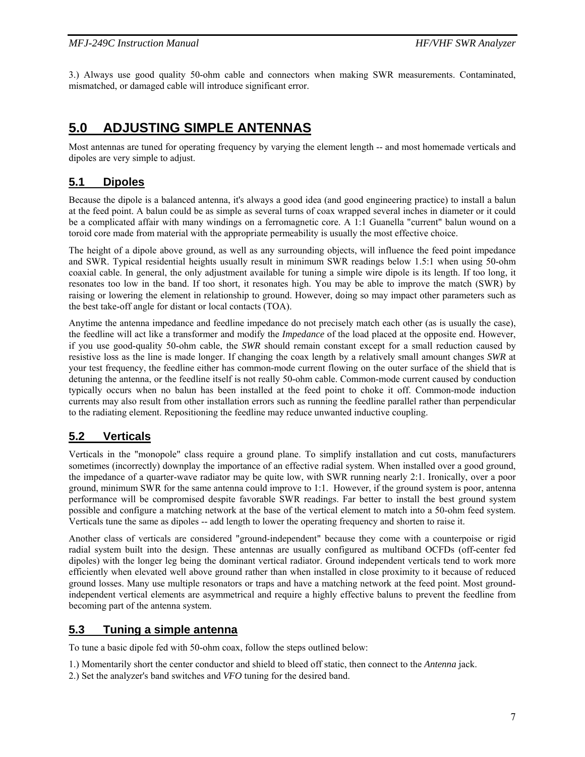3.) Always use good quality 50-ohm cable and connectors when making SWR measurements. Contaminated, mismatched, or damaged cable will introduce significant error.

# 5.0 ADJUSTING SIMPLE ANTENNAS

Most antennas are tuned for operating frequency by varying the element length -- and most homemade verticals and dipoles are very simple to adjust.

## 5.1 Dipoles

Because the dipole is a balanced antenna, it's always a good idea (and good engineering practice) to install a balun at the feed point. A balun could be as simple as several turns of coax wrapped several inches in diameter or it could be a complicated affair with many windings on a ferromagnetic core. A 1:1 Guanella "current" balun wound on a toroid core made from material with the appropriate permeability is usually the most effective choice.

The height of a dipole above ground, as well as any surrounding objects, will influence the feed point impedance and SWR. Typical residential heights usually result in minimum SWR readings below 1.5:1 when using 50-ohm coaxial cable. In general, the only adjustment available for tuning a simple wire dipole is its length. If too long, it resonates too low in the band. If too short, it resonates high. You may be able to improve the match (SWR) by raising or lowering the element in relationship to ground. However, doing so may impact other parameters such as the best take-off angle for distant or local contacts (TOA).

Anytime the antenna impedance and feedline impedance do not precisely match each other (as is usually the case), the feedline will act like a transformer and modify the *Impedance* of the load placed at the opposite end. However, if you use good-quality 50-ohm cable, the *SWR* should remain constant except for a small reduction caused by resistive loss as the line is made longer. If changing the coax length by a relatively small amount changes *SWR* at your test frequency, the feedline either has common-mode current flowing on the outer surface of the shield that is detuning the antenna, or the feedline itself is not really 50-ohm cable. Common-mode current caused by conduction typically occurs when no balun has been installed at the feed point to choke it off. Common-mode induction currents may also result from other installation errors such as running the feedline parallel rather than perpendicular to the radiating element. Repositioning the feedline may reduce unwanted inductive coupling.

## 5.2 Verticals

Verticals in the "monopole" class require a ground plane. To simplify installation and cut costs, manufacturers sometimes (incorrectly) downplay the importance of an effective radial system. When installed over a good ground, the impedance of a quarter-wave radiator may be quite low, with SWR running nearly 2:1. Ironically, over a poor ground, minimum SWR for the same antenna could improve to 1:1. However, if the ground system is poor, antenna performance will be compromised despite favorable SWR readings. Far better to install the best ground system possible and configure a matching network at the base of the vertical element to match into a 50-ohm feed system. Verticals tune the same as dipoles -- add length to lower the operating frequency and shorten to raise it.

Another class of verticals are considered "ground-independent" because they come with a counterpoise or rigid radial system built into the design. These antennas are usually configured as multiband OCFDs (off-center fed dipoles) with the longer leg being the dominant vertical radiator. Ground independent verticals tend to work more efficiently when elevated well above ground rather than when installed in close proximity to it because of reduced ground losses. Many use multiple resonators or traps and have a matching network at the feed point. Most ground-independent vertical elements are asymmetrical and require a highly effective baluns to prevent the feedline from becoming part of the antenna system.

## 5.3 Tuning a simple antenna

To tune a basic dipole fed with 50-ohm coax, follow the steps outlined below:

1.) Momentarily short the center conductor and shield to bleed off static, then connect to the *Antenna* jack.
2.) Set the analyzer's band switches and *VFO* tuning for the desired band.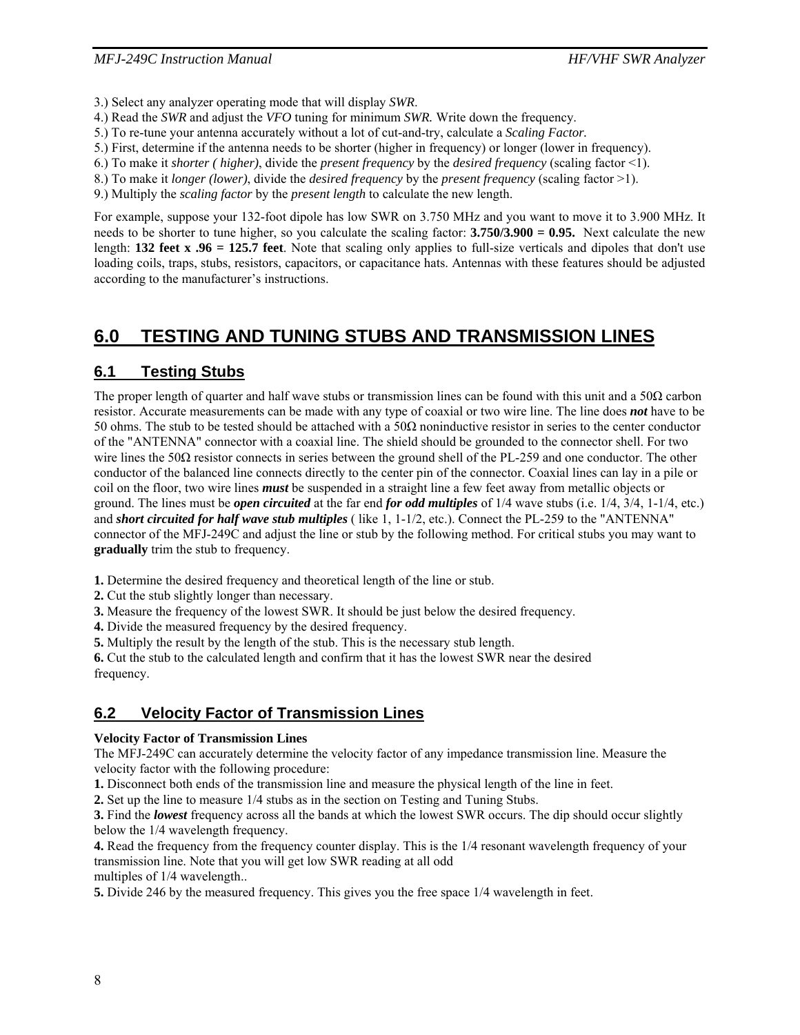3.) Select any analyzer operating mode that will display *SWR*.
4.) Read the *SWR* and adjust the *VFO* tuning for minimum *SWR.* Write down the frequency.
5.) To re-tune your antenna accurately without a lot of cut-and-try, calculate a *Scaling Factor.*
5.) First, determine if the antenna needs to be shorter (higher in frequency) or longer (lower in frequency).
6.) To make it *shorter ( higher)*, divide the *present frequency* by the *desired frequency* (scaling factor <1).
8.) To make it *longer (lower)*, divide the *desired frequency* by the *present frequency* (scaling factor >1).
9.) Multiply the *scaling factor* by the *present length* to calculate the new length.

For example, suppose your 132-foot dipole has low SWR on 3.750 MHz and you want to move it to 3.900 MHz. It needs to be shorter to tune higher, so you calculate the scaling factor: **3.750/3.900 = 0.95.** Next calculate the new length: **132 feet x .96 = 125.7 feet**. Note that scaling only applies to full-size verticals and dipoles that don't use loading coils, traps, stubs, resistors, capacitors, or capacitance hats. Antennas with these features should be adjusted according to the manufacturer's instructions.

# 6.0 TESTING AND TUNING STUBS AND TRANSMISSION LINES

## 6.1 Testing Stubs

The proper length of quarter and half wave stubs or transmission lines can be found with this unit and a 50Ω carbon resistor. Accurate measurements can be made with any type of coaxial or two wire line. The line does ***not*** have to be 50 ohms. The stub to be tested should be attached with a 50Ω noninductive resistor in series to the center conductor of the "ANTENNA" connector with a coaxial line. The shield should be grounded to the connector shell. For two wire lines the 50Ω resistor connects in series between the ground shell of the PL-259 and one conductor. The other conductor of the balanced line connects directly to the center pin of the connector. Coaxial lines can lay in a pile or coil on the floor, two wire lines ***must*** be suspended in a straight line a few feet away from metallic objects or ground. The lines must be ***open circuited*** at the far end ***for odd multiples*** of 1/4 wave stubs (i.e. 1/4, 3/4, 1-1/4, etc.) and ***short circuited for half wave stub multiples*** ( like 1, 1-1/2, etc.). Connect the PL-259 to the "ANTENNA" connector of the MFJ-249C and adjust the line or stub by the following method. For critical stubs you may want to **gradually** trim the stub to frequency.

**1.** Determine the desired frequency and theoretical length of the line or stub.
**2.** Cut the stub slightly longer than necessary.
**3.** Measure the frequency of the lowest SWR. It should be just below the desired frequency.
**4.** Divide the measured frequency by the desired frequency.
**5.** Multiply the result by the length of the stub. This is the necessary stub length.
**6.** Cut the stub to the calculated length and confirm that it has the lowest SWR near the desired frequency.

## 6.2 Velocity Factor of Transmission Lines

**Velocity Factor of Transmission Lines**
The MFJ-249C can accurately determine the velocity factor of any impedance transmission line. Measure the velocity factor with the following procedure:
**1.** Disconnect both ends of the transmission line and measure the physical length of the line in feet.
**2.** Set up the line to measure 1/4 stubs as in the section on Testing and Tuning Stubs.
**3.** Find the ***lowest*** frequency across all the bands at which the lowest SWR occurs. The dip should occur slightly below the 1/4 wavelength frequency.
**4.** Read the frequency from the frequency counter display. This is the 1/4 resonant wavelength frequency of your transmission line. Note that you will get low SWR reading at all odd multiples of 1/4 wavelength..
**5.** Divide 246 by the measured frequency. This gives you the free space 1/4 wavelength in feet.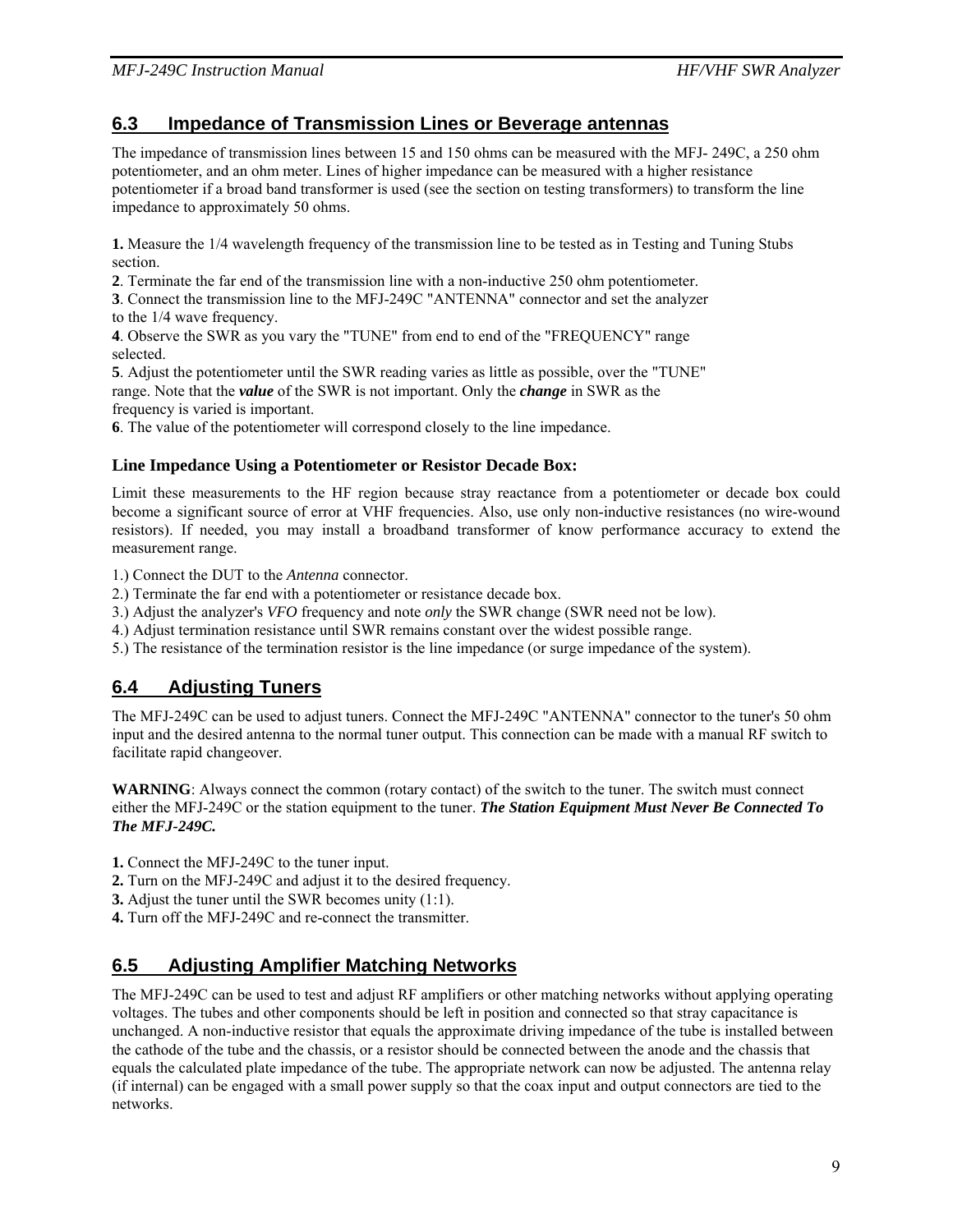## 6.3 Impedance of Transmission Lines or Beverage antennas

The impedance of transmission lines between 15 and 150 ohms can be measured with the MFJ- 249C, a 250 ohm potentiometer, and an ohm meter. Lines of higher impedance can be measured with a higher resistance potentiometer if a broad band transformer is used (see the section on testing transformers) to transform the line impedance to approximately 50 ohms.

**1.** Measure the 1/4 wavelength frequency of the transmission line to be tested as in Testing and Tuning Stubs section.
**2**. Terminate the far end of the transmission line with a non-inductive 250 ohm potentiometer.
**3**. Connect the transmission line to the MFJ-249C "ANTENNA" connector and set the analyzer to the 1/4 wave frequency.
**4**. Observe the SWR as you vary the "TUNE" from end to end of the "FREQUENCY" range selected.
**5**. Adjust the potentiometer until the SWR reading varies as little as possible, over the "TUNE" range. Note that the ***value*** of the SWR is not important. Only the ***change*** in SWR as the frequency is varied is important.
**6**. The value of the potentiometer will correspond closely to the line impedance.

### Line Impedance Using a Potentiometer or Resistor Decade Box:

Limit these measurements to the HF region because stray reactance from a potentiometer or decade box could become a significant source of error at VHF frequencies. Also, use only non-inductive resistances (no wire-wound resistors). If needed, you may install a broadband transformer of know performance accuracy to extend the measurement range.

1.) Connect the DUT to the *Antenna* connector.
2.) Terminate the far end with a potentiometer or resistance decade box.
3.) Adjust the analyzer's *VFO* frequency and note *only* the SWR change (SWR need not be low).
4.) Adjust termination resistance until SWR remains constant over the widest possible range.
5.) The resistance of the termination resistor is the line impedance (or surge impedance of the system).

## 6.4 Adjusting Tuners

The MFJ-249C can be used to adjust tuners. Connect the MFJ-249C "ANTENNA" connector to the tuner's 50 ohm input and the desired antenna to the normal tuner output. This connection can be made with a manual RF switch to facilitate rapid changeover.

**WARNING**: Always connect the common (rotary contact) of the switch to the tuner. The switch must connect either the MFJ-249C or the station equipment to the tuner. ***The Station Equipment Must Never Be Connected To The MFJ-249C.***

**1.** Connect the MFJ-249C to the tuner input.
**2.** Turn on the MFJ-249C and adjust it to the desired frequency.
**3.** Adjust the tuner until the SWR becomes unity (1:1).
**4.** Turn off the MFJ-249C and re-connect the transmitter.

## 6.5 Adjusting Amplifier Matching Networks

The MFJ-249C can be used to test and adjust RF amplifiers or other matching networks without applying operating voltages. The tubes and other components should be left in position and connected so that stray capacitance is unchanged. A non-inductive resistor that equals the approximate driving impedance of the tube is installed between the cathode of the tube and the chassis, or a resistor should be connected between the anode and the chassis that equals the calculated plate impedance of the tube. The appropriate network can now be adjusted. The antenna relay (if internal) can be engaged with a small power supply so that the coax input and output connectors are tied to the networks.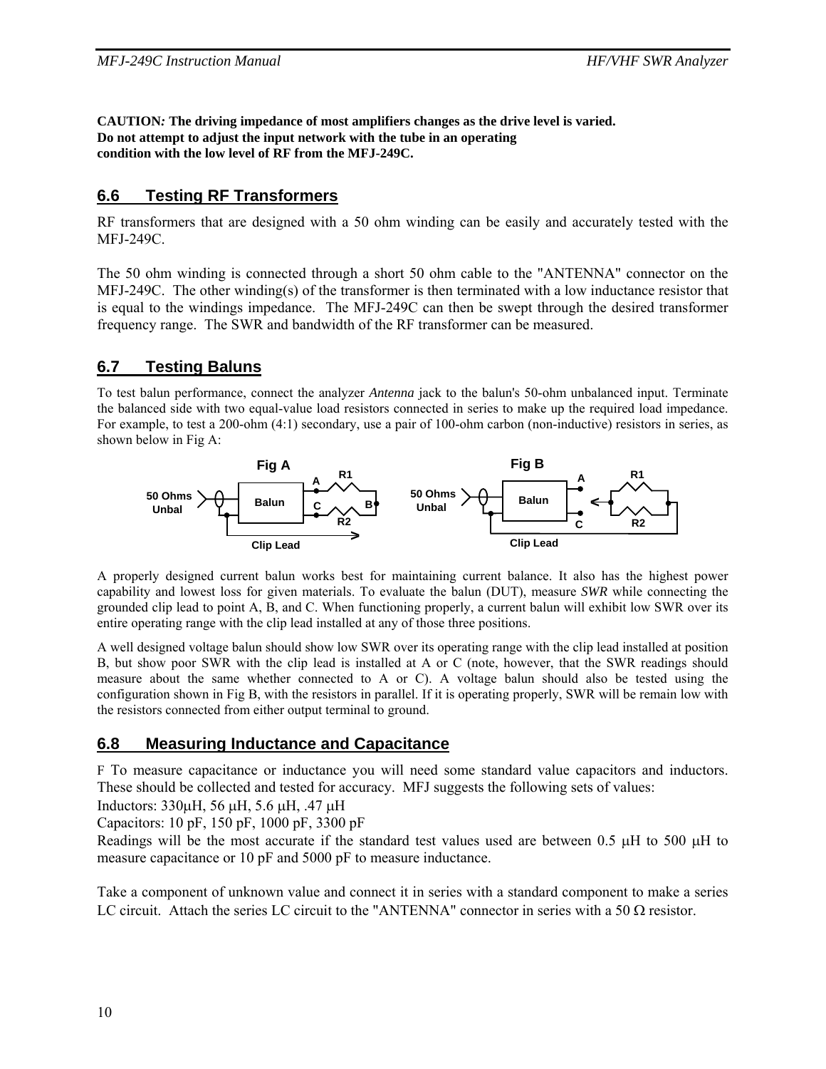**CAUTION*:* The driving impedance of most amplifiers changes as the drive level is varied. Do not attempt to adjust the input network with the tube in an operating condition with the low level of RF from the MFJ-249C.**

## 6.6 Testing RF Transformers

RF transformers that are designed with a 50 ohm winding can be easily and accurately tested with the MFJ-249C.

The 50 ohm winding is connected through a short 50 ohm cable to the "ANTENNA" connector on the MFJ-249C. The other winding(s) of the transformer is then terminated with a low inductance resistor that is equal to the windings impedance. The MFJ-249C can then be swept through the desired transformer frequency range. The SWR and bandwidth of the RF transformer can be measured.

## 6.7 Testing Baluns

To test balun performance, connect the analyzer *Antenna* jack to the balun's 50-ohm unbalanced input. Terminate the balanced side with two equal-value load resistors connected in series to make up the required load impedance. For example, to test a 200-ohm (4:1) secondary, use a pair of 100-ohm carbon (non-inductive) resistors in series, as shown below in Fig A:

Fig A — 50 Ohms Unbal, Balun, A, C, B, R1, R2, Clip Lead

Fig B — 50 Ohms Unbal, Balun, A, C, R1, R2, Clip Lead

A properly designed current balun works best for maintaining current balance. It also has the highest power capability and lowest loss for given materials. To evaluate the balun (DUT), measure *SWR* while connecting the grounded clip lead to point A, B, and C. When functioning properly, a current balun will exhibit low SWR over its entire operating range with the clip lead installed at any of those three positions.

A well designed voltage balun should show low SWR over its operating range with the clip lead installed at position B, but show poor SWR with the clip lead is installed at A or C (note, however, that the SWR readings should measure about the same whether connected to A or C). A voltage balun should also be tested using the configuration shown in Fig B, with the resistors in parallel. If it is operating properly, SWR will be remain low with the resistors connected from either output terminal to ground.

## 6.8 Measuring Inductance and Capacitance

F To measure capacitance or inductance you will need some standard value capacitors and inductors. These should be collected and tested for accuracy. MFJ suggests the following sets of values:

Inductors: 330μH, 56 μH, 5.6 μH, .47 μH

Capacitors: 10 pF, 150 pF, 1000 pF, 3300 pF

Readings will be the most accurate if the standard test values used are between 0.5 μH to 500 μH to measure capacitance or 10 pF and 5000 pF to measure inductance.

Take a component of unknown value and connect it in series with a standard component to make a series LC circuit. Attach the series LC circuit to the "ANTENNA" connector in series with a 50 Ω resistor.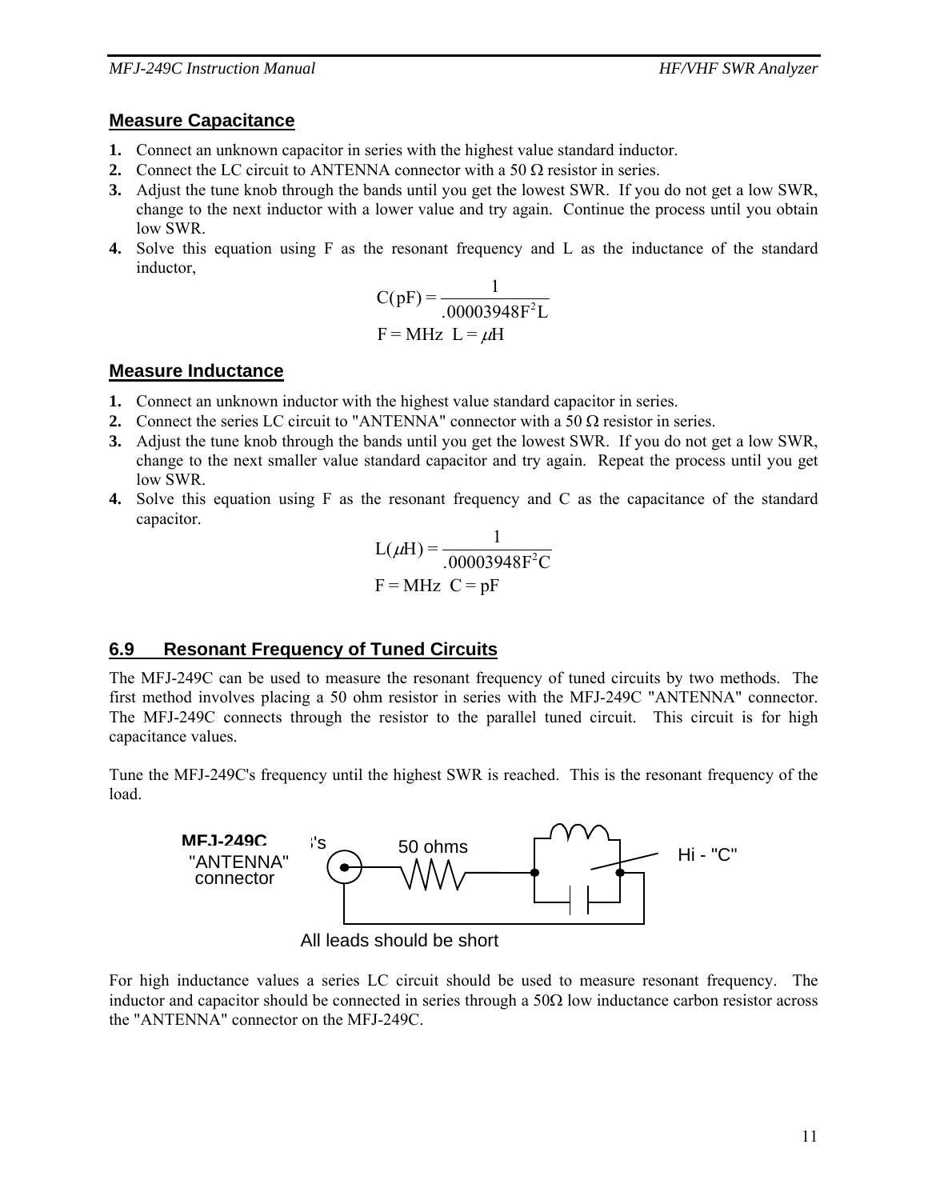## Measure Capacitance

1. Connect an unknown capacitor in series with the highest value standard inductor.
2. Connect the LC circuit to ANTENNA connector with a 50 Ω resistor in series.
3. Adjust the tune knob through the bands until you get the lowest SWR. If you do not get a low SWR, change to the next inductor with a lower value and try again. Continue the process until you obtain low SWR.
4. Solve this equation using F as the resonant frequency and L as the inductance of the standard inductor,

$$C(\text{pF}) = \frac{1}{.00003948F^2L}$$

$$F = \text{MHz} \quad L = \mu\text{H}$$

## Measure Inductance

1. Connect an unknown inductor with the highest value standard capacitor in series.
2. Connect the series LC circuit to "ANTENNA" connector with a 50 Ω resistor in series.
3. Adjust the tune knob through the bands until you get the lowest SWR. If you do not get a low SWR, change to the next smaller value standard capacitor and try again. Repeat the process until you get low SWR.
4. Solve this equation using F as the resonant frequency and C as the capacitance of the standard capacitor.

$$L(\mu\text{H}) = \frac{1}{.00003948F^2C}$$

$$F = \text{MHz} \quad C = \text{pF}$$

## 6.9 Resonant Frequency of Tuned Circuits

The MFJ-249C can be used to measure the resonant frequency of tuned circuits by two methods. The first method involves placing a 50 ohm resistor in series with the MFJ-249C "ANTENNA" connector. The MFJ-249C connects through the resistor to the parallel tuned circuit. This circuit is for high capacitance values.

Tune the MFJ-249C's frequency until the highest SWR is reached. This is the resonant frequency of the load.

MFJ-249C's "ANTENNA" connector — 50 ohms — Hi - "C"

All leads should be short

For high inductance values a series LC circuit should be used to measure resonant frequency. The inductor and capacitor should be connected in series through a 50Ω low inductance carbon resistor across the "ANTENNA" connector on the MFJ-249C.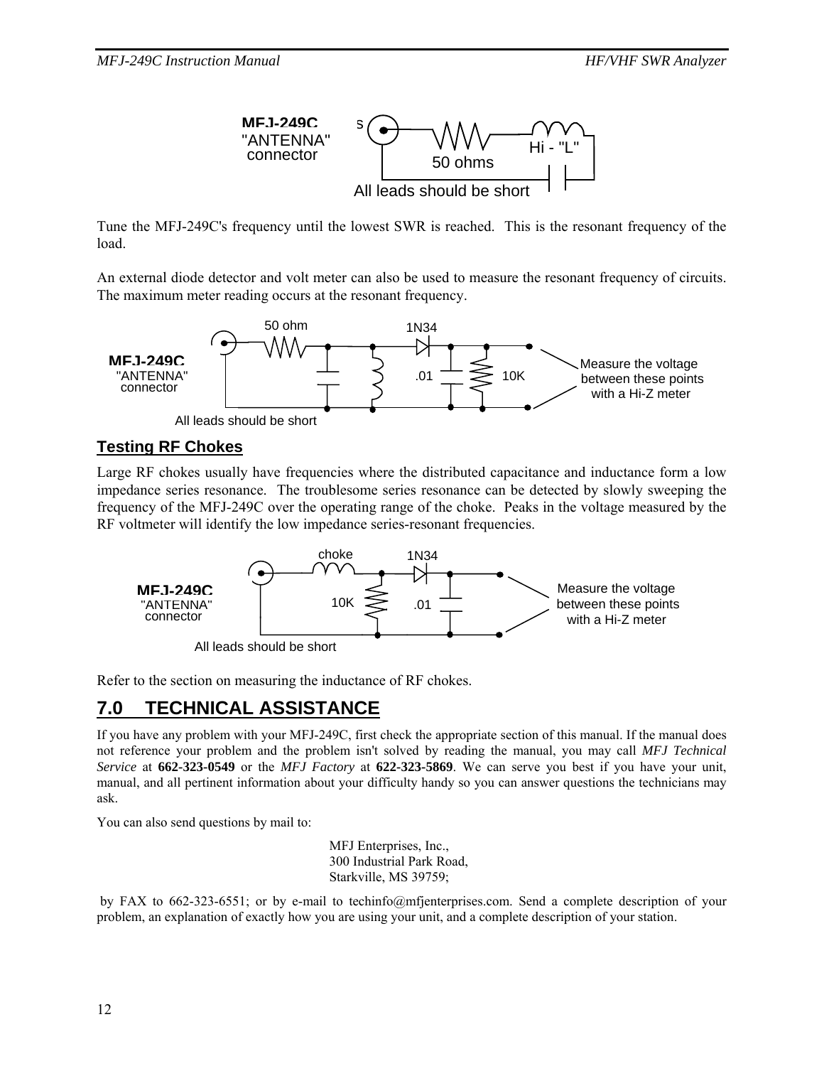MFJ-249C "ANTENNA" connector

50 ohms

Hi - "L"

All leads should be short

Tune the MFJ-249C's frequency until the lowest SWR is reached. This is the resonant frequency of the load.

An external diode detector and volt meter can also be used to measure the resonant frequency of circuits. The maximum meter reading occurs at the resonant frequency.

MFJ-249C "ANTENNA" connector

50 ohm

1N34

.01

10K

Measure the voltage between these points with a Hi-Z meter

All leads should be short

## Testing RF Chokes

Large RF chokes usually have frequencies where the distributed capacitance and inductance form a low impedance series resonance. The troublesome series resonance can be detected by slowly sweeping the frequency of the MFJ-249C over the operating range of the choke. Peaks in the voltage measured by the RF voltmeter will identify the low impedance series-resonant frequencies.

MFJ-249C "ANTENNA" connector

choke

1N34

10K

.01

Measure the voltage between these points with a Hi-Z meter

All leads should be short

Refer to the section on measuring the inductance of RF chokes.

# 7.0 TECHNICAL ASSISTANCE

If you have any problem with your MFJ-249C, first check the appropriate section of this manual. If the manual does not reference your problem and the problem isn't solved by reading the manual, you may call *MFJ Technical Service* at **662-323-0549** or the *MFJ Factory* at **622-323-5869**. We can serve you best if you have your unit, manual, and all pertinent information about your difficulty handy so you can answer questions the technicians may ask.

You can also send questions by mail to:

MFJ Enterprises, Inc.,
300 Industrial Park Road,
Starkville, MS 39759;

by FAX to 662-323-6551; or by e-mail to techinfo@mfjenterprises.com. Send a complete description of your problem, an explanation of exactly how you are using your unit, and a complete description of your station.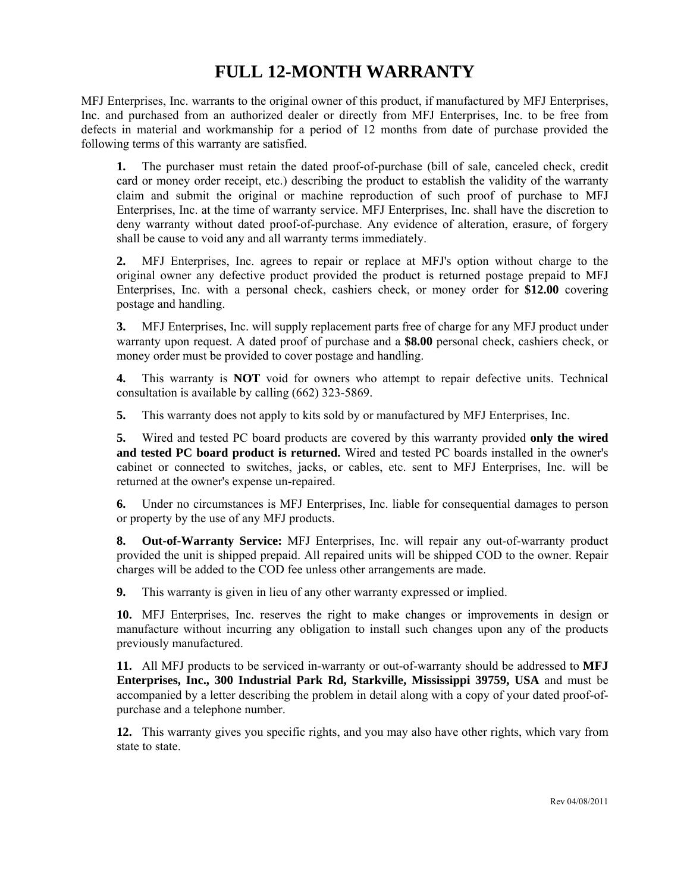# FULL 12-MONTH WARRANTY

MFJ Enterprises, Inc. warrants to the original owner of this product, if manufactured by MFJ Enterprises, Inc. and purchased from an authorized dealer or directly from MFJ Enterprises, Inc. to be free from defects in material and workmanship for a period of 12 months from date of purchase provided the following terms of this warranty are satisfied.

**1.** The purchaser must retain the dated proof-of-purchase (bill of sale, canceled check, credit card or money order receipt, etc.) describing the product to establish the validity of the warranty claim and submit the original or machine reproduction of such proof of purchase to MFJ Enterprises, Inc. at the time of warranty service. MFJ Enterprises, Inc. shall have the discretion to deny warranty without dated proof-of-purchase. Any evidence of alteration, erasure, of forgery shall be cause to void any and all warranty terms immediately.

**2.** MFJ Enterprises, Inc. agrees to repair or replace at MFJ's option without charge to the original owner any defective product provided the product is returned postage prepaid to MFJ Enterprises, Inc. with a personal check, cashiers check, or money order for **$12.00** covering postage and handling.

**3.** MFJ Enterprises, Inc. will supply replacement parts free of charge for any MFJ product under warranty upon request. A dated proof of purchase and a **$8.00** personal check, cashiers check, or money order must be provided to cover postage and handling.

**4.** This warranty is **NOT** void for owners who attempt to repair defective units. Technical consultation is available by calling (662) 323-5869.

**5.** This warranty does not apply to kits sold by or manufactured by MFJ Enterprises, Inc.

**5.** Wired and tested PC board products are covered by this warranty provided **only the wired and tested PC board product is returned.** Wired and tested PC boards installed in the owner's cabinet or connected to switches, jacks, or cables, etc. sent to MFJ Enterprises, Inc. will be returned at the owner's expense un-repaired.

**6.** Under no circumstances is MFJ Enterprises, Inc. liable for consequential damages to person or property by the use of any MFJ products.

**8. Out-of-Warranty Service:** MFJ Enterprises, Inc. will repair any out-of-warranty product provided the unit is shipped prepaid. All repaired units will be shipped COD to the owner. Repair charges will be added to the COD fee unless other arrangements are made.

**9.** This warranty is given in lieu of any other warranty expressed or implied.

**10.** MFJ Enterprises, Inc. reserves the right to make changes or improvements in design or manufacture without incurring any obligation to install such changes upon any of the products previously manufactured.

**11.** All MFJ products to be serviced in-warranty or out-of-warranty should be addressed to **MFJ Enterprises, Inc., 300 Industrial Park Rd, Starkville, Mississippi 39759, USA** and must be accompanied by a letter describing the problem in detail along with a copy of your dated proof-of-purchase and a telephone number.

**12.** This warranty gives you specific rights, and you may also have other rights, which vary from state to state.

Rev 04/08/2011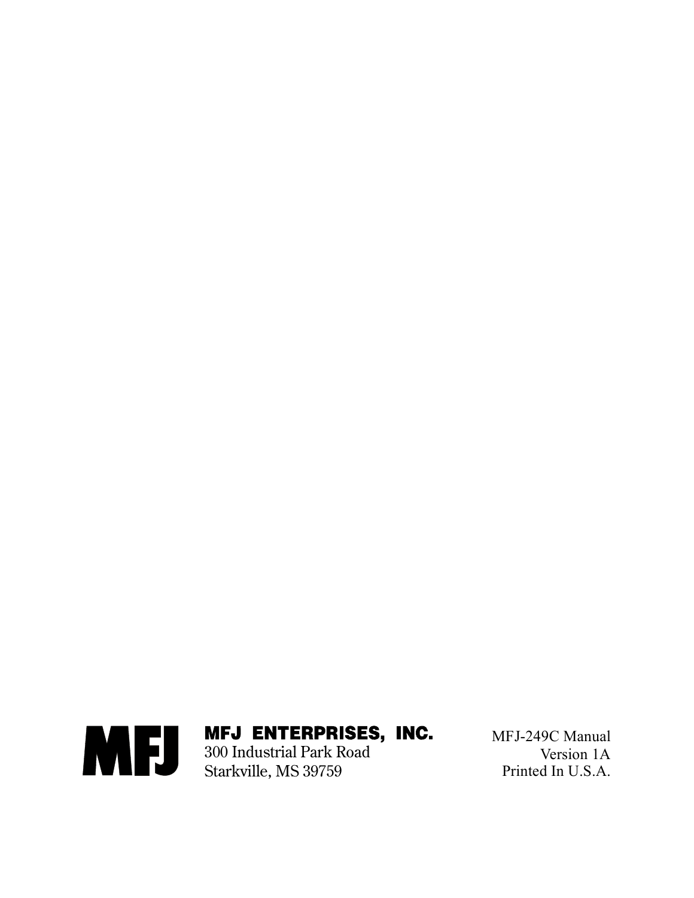**MFJ**

**MFJ ENTERPRISES, INC.**
300 Industrial Park Road
Starkville, MS 39759

MFJ-249C Manual
Version 1A
Printed In U.S.A.